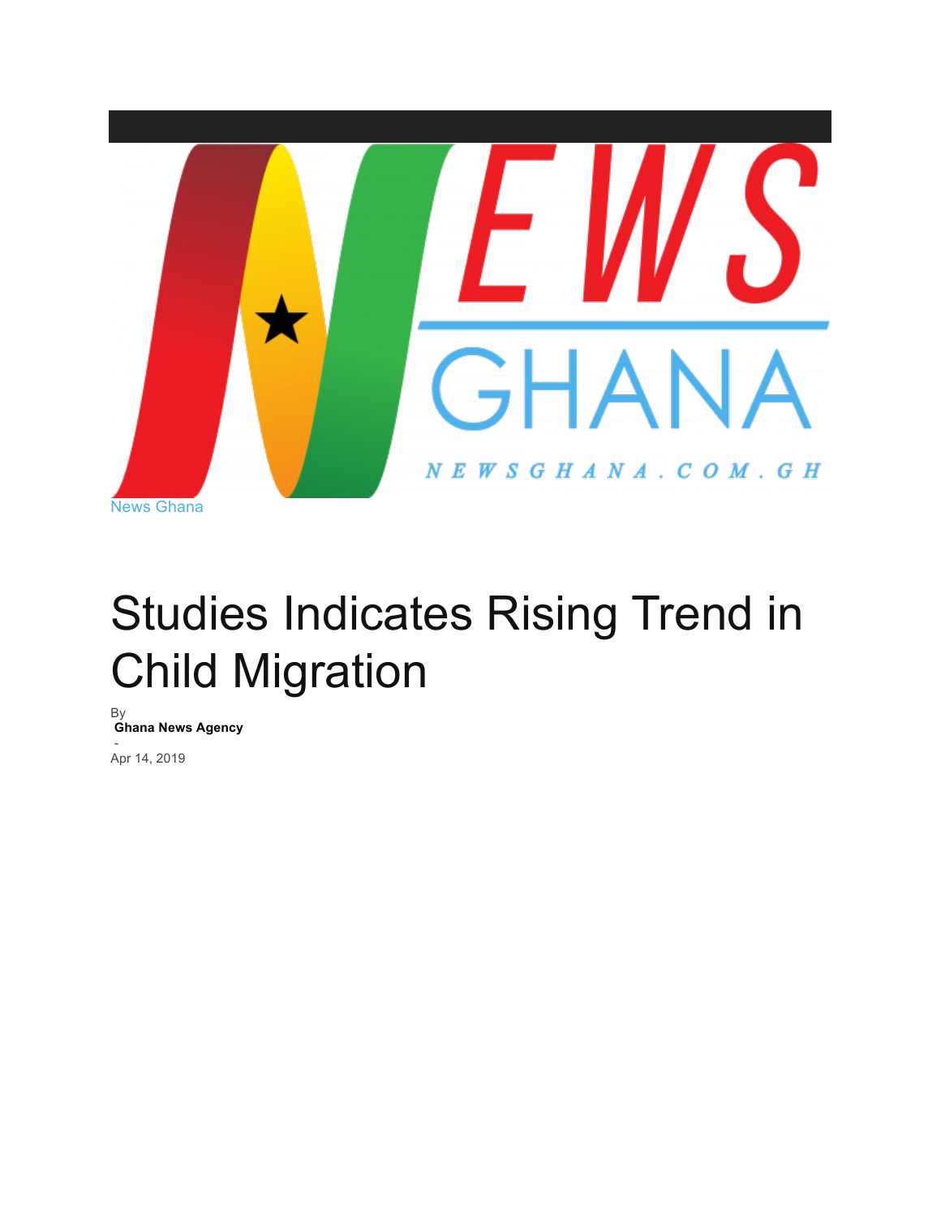News Ghana

# Studies Indicates Rising Trend in Child Migration

By
**Ghana News Agency**
-
Apr 14, 2019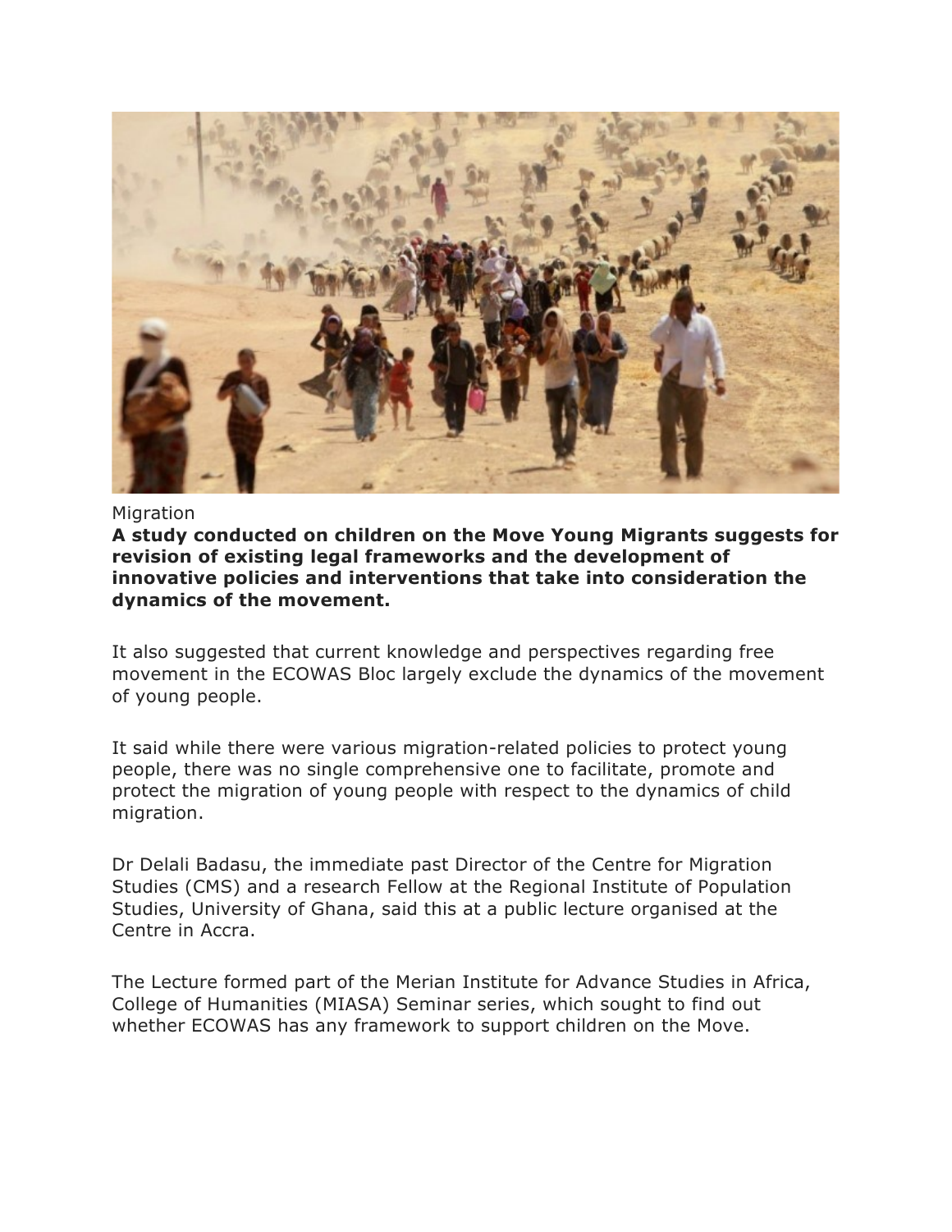Migration

**A study conducted on children on the Move Young Migrants suggests for revision of existing legal frameworks and the development of innovative policies and interventions that take into consideration the dynamics of the movement.**

It also suggested that current knowledge and perspectives regarding free movement in the ECOWAS Bloc largely exclude the dynamics of the movement of young people.

It said while there were various migration-related policies to protect young people, there was no single comprehensive one to facilitate, promote and protect the migration of young people with respect to the dynamics of child migration.

Dr Delali Badasu, the immediate past Director of the Centre for Migration Studies (CMS) and a research Fellow at the Regional Institute of Population Studies, University of Ghana, said this at a public lecture organised at the Centre in Accra.

The Lecture formed part of the Merian Institute for Advance Studies in Africa, College of Humanities (MIASA) Seminar series, which sought to find out whether ECOWAS has any framework to support children on the Move.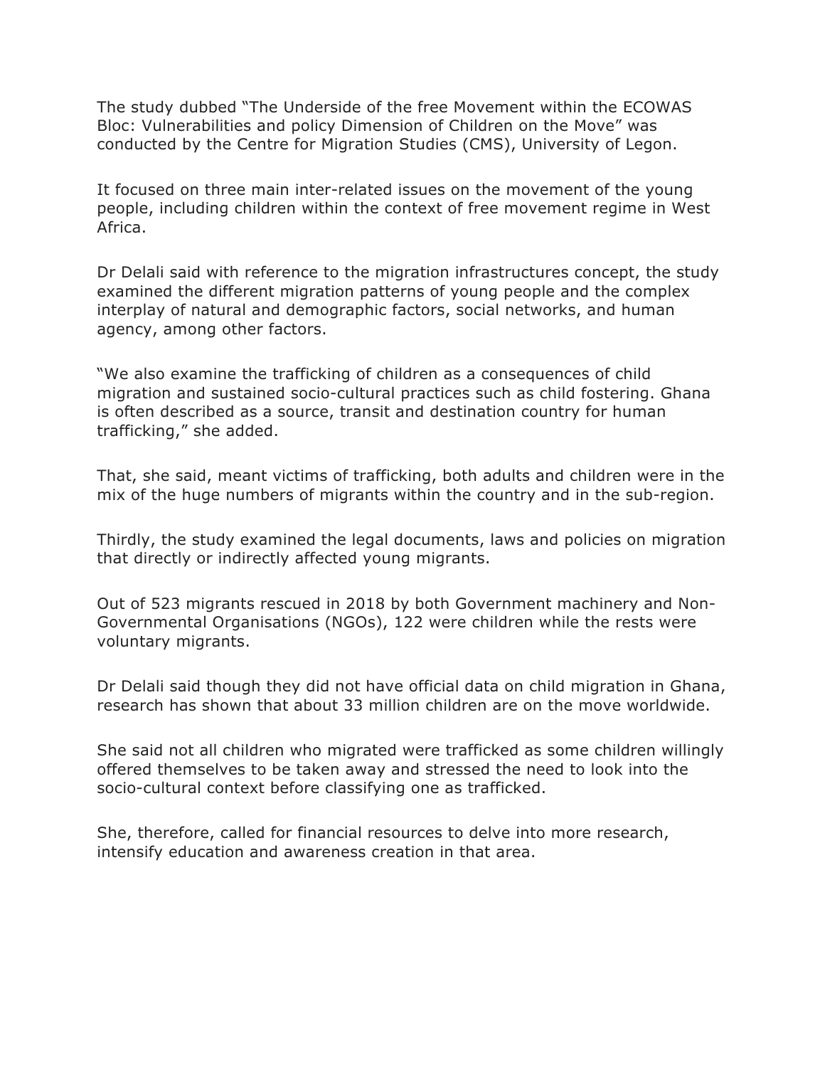The study dubbed "The Underside of the free Movement within the ECOWAS Bloc: Vulnerabilities and policy Dimension of Children on the Move" was conducted by the Centre for Migration Studies (CMS), University of Legon.

It focused on three main inter-related issues on the movement of the young people, including children within the context of free movement regime in West Africa.

Dr Delali said with reference to the migration infrastructures concept, the study examined the different migration patterns of young people and the complex interplay of natural and demographic factors, social networks, and human agency, among other factors.

"We also examine the trafficking of children as a consequences of child migration and sustained socio-cultural practices such as child fostering. Ghana is often described as a source, transit and destination country for human trafficking," she added.

That, she said, meant victims of trafficking, both adults and children were in the mix of the huge numbers of migrants within the country and in the sub-region.

Thirdly, the study examined the legal documents, laws and policies on migration that directly or indirectly affected young migrants.

Out of 523 migrants rescued in 2018 by both Government machinery and Non-Governmental Organisations (NGOs), 122 were children while the rests were voluntary migrants.

Dr Delali said though they did not have official data on child migration in Ghana, research has shown that about 33 million children are on the move worldwide.

She said not all children who migrated were trafficked as some children willingly offered themselves to be taken away and stressed the need to look into the socio-cultural context before classifying one as trafficked.

She, therefore, called for financial resources to delve into more research, intensify education and awareness creation in that area.